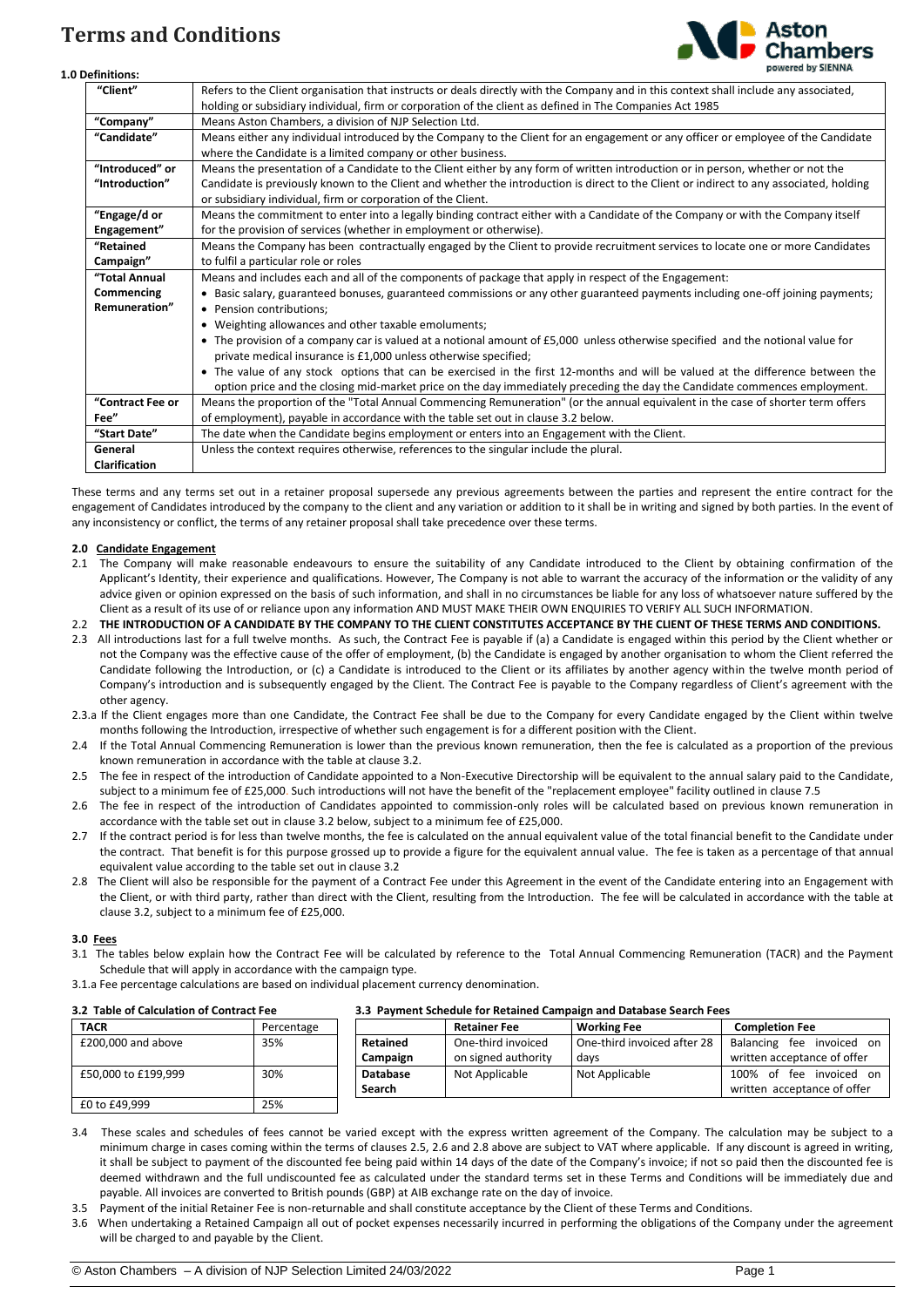# Terms and Conditions

### 1.0 Definitions:

| | |
|---|---|
| **"Client"** | Refers to the Client organisation that instructs or deals directly with the Company and in this context shall include any associated, holding or subsidiary individual, firm or corporation of the client as defined in The Companies Act 1985 |
| **"Company"** | Means Aston Chambers, a division of NJP Selection Ltd. |
| **"Candidate"** | Means either any individual introduced by the Company to the Client for an engagement or any officer or employee of the Candidate where the Candidate is a limited company or other business. |
| **"Introduced" or "Introduction"** | Means the presentation of a Candidate to the Client either by any form of written introduction or in person, whether or not the Candidate is previously known to the Client and whether the introduction is direct to the Client or indirect to any associated, holding or subsidiary individual, firm or corporation of the Client. |
| **"Engage/d or Engagement"** | Means the commitment to enter into a legally binding contract either with a Candidate of the Company or with the Company itself for the provision of services (whether in employment or otherwise). |
| **"Retained Campaign"** | Means the Company has been contractually engaged by the Client to provide recruitment services to locate one or more Candidates to fulfil a particular role or roles |
| **"Total Annual Commencing Remuneration"** | Means and includes each and all of the components of package that apply in respect of the Engagement:<br>• Basic salary, guaranteed bonuses, guaranteed commissions or any other guaranteed payments including one-off joining payments;<br>• Pension contributions;<br>• Weighting allowances and other taxable emoluments;<br>• The provision of a company car is valued at a notional amount of £5,000 unless otherwise specified and the notional value for private medical insurance is £1,000 unless otherwise specified;<br>• The value of any stock options that can be exercised in the first 12-months and will be valued at the difference between the option price and the closing mid-market price on the day immediately preceding the day the Candidate commences employment. |
| **"Contract Fee or Fee"** | Means the proportion of the "Total Annual Commencing Remuneration" (or the annual equivalent in the case of shorter term offers of employment), payable in accordance with the table set out in clause 3.2 below. |
| **"Start Date"** | The date when the Candidate begins employment or enters into an Engagement with the Client. |
| **General Clarification** | Unless the context requires otherwise, references to the singular include the plural. |

These terms and any terms set out in a retainer proposal supersede any previous agreements between the parties and represent the entire contract for the engagement of Candidates introduced by the company to the client and any variation or addition to it shall be in writing and signed by both parties. In the event of any inconsistency or conflict, the terms of any retainer proposal shall take precedence over these terms.

### 2.0 Candidate Engagement

2.1 The Company will make reasonable endeavours to ensure the suitability of any Candidate introduced to the Client by obtaining confirmation of the Applicant's Identity, their experience and qualifications. However, The Company is not able to warrant the accuracy of the information or the validity of any advice given or opinion expressed on the basis of such information, and shall in no circumstances be liable for any loss of whatsoever nature suffered by the Client as a result of its use of or reliance upon any information AND MUST MAKE THEIR OWN ENQUIRIES TO VERIFY ALL SUCH INFORMATION.

2.2 **THE INTRODUCTION OF A CANDIDATE BY THE COMPANY TO THE CLIENT CONSTITUTES ACCEPTANCE BY THE CLIENT OF THESE TERMS AND CONDITIONS.**

2.3 All introductions last for a full twelve months. As such, the Contract Fee is payable if (a) a Candidate is engaged within this period by the Client whether or not the Company was the effective cause of the offer of employment, (b) the Candidate is engaged by another organisation to whom the Client referred the Candidate following the Introduction, or (c) a Candidate is introduced to the Client or its affiliates by another agency within the twelve month period of Company's introduction and is subsequently engaged by the Client. The Contract Fee is payable to the Company regardless of Client's agreement with the other agency.

2.3.a If the Client engages more than one Candidate, the Contract Fee shall be due to the Company for every Candidate engaged by the Client within twelve months following the Introduction, irrespective of whether such engagement is for a different position with the Client.

2.4 If the Total Annual Commencing Remuneration is lower than the previous known remuneration, then the fee is calculated as a proportion of the previous known remuneration in accordance with the table at clause 3.2.

2.5 The fee in respect of the introduction of Candidate appointed to a Non-Executive Directorship will be equivalent to the annual salary paid to the Candidate, subject to a minimum fee of £25,000. Such introductions will not have the benefit of the "replacement employee" facility outlined in clause 7.5

2.6 The fee in respect of the introduction of Candidates appointed to commission-only roles will be calculated based on previous known remuneration in accordance with the table set out in clause 3.2 below, subject to a minimum fee of £25,000.

2.7 If the contract period is for less than twelve months, the fee is calculated on the annual equivalent value of the total financial benefit to the Candidate under the contract. That benefit is for this purpose grossed up to provide a figure for the equivalent annual value. The fee is taken as a percentage of that annual equivalent value according to the table set out in clause 3.2

2.8 The Client will also be responsible for the payment of a Contract Fee under this Agreement in the event of the Candidate entering into an Engagement with the Client, or with third party, rather than direct with the Client, resulting from the Introduction. The fee will be calculated in accordance with the table at clause 3.2, subject to a minimum fee of £25,000.

### 3.0 Fees

3.1 The tables below explain how the Contract Fee will be calculated by reference to the Total Annual Commencing Remuneration (TACR) and the Payment Schedule that will apply in accordance with the campaign type.

3.1.a Fee percentage calculations are based on individual placement currency denomination.

**3.2 Table of Calculation of Contract Fee**

| TACR | Percentage |
|---|---|
| £200,000 and above | 35% |
| £50,000 to £199,999 | 30% |
| £0 to £49,999 | 25% |

**3.3 Payment Schedule for Retained Campaign and Database Search Fees**

| | Retainer Fee | Working Fee | Completion Fee |
|---|---|---|---|
| **Retained Campaign** | One-third invoiced on signed authority | One-third invoiced after 28 days | Balancing fee invoiced on written acceptance of offer |
| **Database Search** | Not Applicable | Not Applicable | 100% of fee invoiced on written acceptance of offer |

3.4 These scales and schedules of fees cannot be varied except with the express written agreement of the Company. The calculation may be subject to a minimum charge in cases coming within the terms of clauses 2.5, 2.6 and 2.8 above are subject to VAT where applicable. If any discount is agreed in writing, it shall be subject to payment of the discounted fee being paid within 14 days of the date of the Company's invoice; if not so paid then the discounted fee is deemed withdrawn and the full undiscounted fee as calculated under the standard terms set in these Terms and Conditions will be immediately due and payable. All invoices are converted to British pounds (GBP) at AIB exchange rate on the day of invoice.

3.5 Payment of the initial Retainer Fee is non-returnable and shall constitute acceptance by the Client of these Terms and Conditions.

3.6 When undertaking a Retained Campaign all out of pocket expenses necessarily incurred in performing the obligations of the Company under the agreement will be charged to and payable by the Client.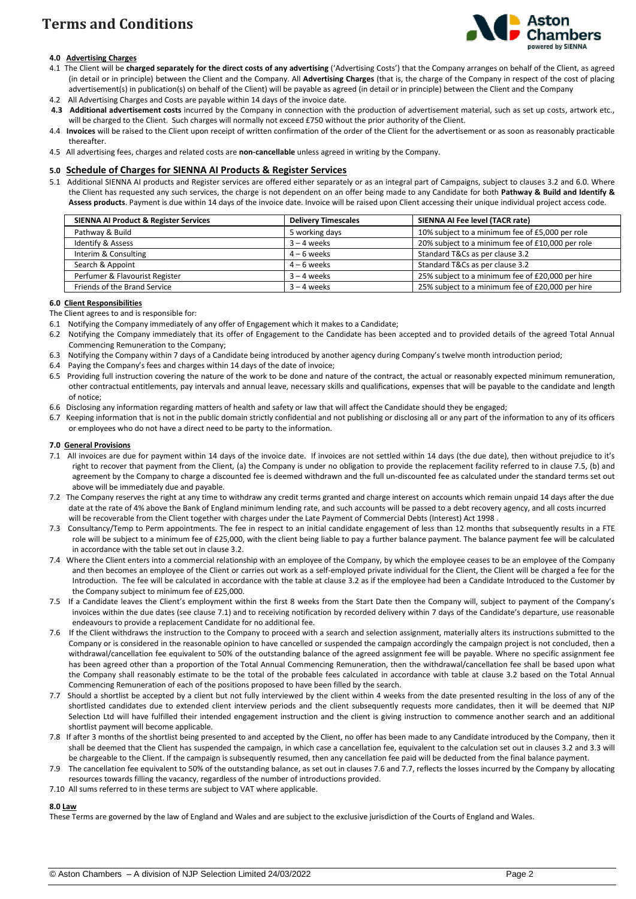# Terms and Conditions

#### 4.0 Advertising Charges

4.1 The Client will be **charged separately for the direct costs of any advertising** ('Advertising Costs') that the Company arranges on behalf of the Client, as agreed (in detail or in principle) between the Client and the Company. All **Advertising Charges** (that is, the charge of the Company in respect of the cost of placing advertisement(s) in publication(s) on behalf of the Client) will be payable as agreed (in detail or in principle) between the Client and the Company

4.2 All Advertising Charges and Costs are payable within 14 days of the invoice date.

**4.3 Additional advertisement costs** incurred by the Company in connection with the production of advertisement material, such as set up costs, artwork etc., will be charged to the Client. Such charges will normally not exceed £750 without the prior authority of the Client.

4.4 **Invoices** will be raised to the Client upon receipt of written confirmation of the order of the Client for the advertisement or as soon as reasonably practicable thereafter.

4.5 All advertising fees, charges and related costs are **non-cancellable** unless agreed in writing by the Company.

### 5.0 Schedule of Charges for SIENNA AI Products & Register Services

5.1 Additional SIENNA AI products and Register services are offered either separately or as an integral part of Campaigns, subject to clauses 3.2 and 6.0. Where the Client has requested any such services, the charge is not dependent on an offer being made to any Candidate for both **Pathway & Build and Identify & Assess products**. Payment is due within 14 days of the invoice date. Invoice will be raised upon Client accessing their unique individual project access code.

| SIENNA AI Product & Register Services | Delivery Timescales | SIENNA AI Fee level (TACR rate) |
|---|---|---|
| Pathway & Build | 5 working days | 10% subject to a minimum fee of £5,000 per role |
| Identify & Assess | 3 – 4 weeks | 20% subject to a minimum fee of £10,000 per role |
| Interim & Consulting | 4 – 6 weeks | Standard T&Cs as per clause 3.2 |
| Search & Appoint | 4 – 6 weeks | Standard T&Cs as per clause 3.2 |
| Perfumer & Flavourist Register | 3 – 4 weeks | 25% subject to a minimum fee of £20,000 per hire |
| Friends of the Brand Service | 3 – 4 weeks | 25% subject to a minimum fee of £20,000 per hire |

#### 6.0 Client Responsibilities

The Client agrees to and is responsible for:

6.1 Notifying the Company immediately of any offer of Engagement which it makes to a Candidate;

6.2 Notifying the Company immediately that its offer of Engagement to the Candidate has been accepted and to provided details of the agreed Total Annual Commencing Remuneration to the Company;

6.3 Notifying the Company within 7 days of a Candidate being introduced by another agency during Company's twelve month introduction period;

6.4 Paying the Company's fees and charges within 14 days of the date of invoice;

6.5 Providing full instruction covering the nature of the work to be done and nature of the contract, the actual or reasonably expected minimum remuneration, other contractual entitlements, pay intervals and annual leave, necessary skills and qualifications, expenses that will be payable to the candidate and length of notice;

6.6 Disclosing any information regarding matters of health and safety or law that will affect the Candidate should they be engaged;

6.7 Keeping information that is not in the public domain strictly confidential and not publishing or disclosing all or any part of the information to any of its officers or employees who do not have a direct need to be party to the information.

#### 7.0 General Provisions

7.1 All invoices are due for payment within 14 days of the invoice date. If invoices are not settled within 14 days (the due date), then without prejudice to it's right to recover that payment from the Client, (a) the Company is under no obligation to provide the replacement facility referred to in clause 7.5, (b) and agreement by the Company to charge a discounted fee is deemed withdrawn and the full un-discounted fee as calculated under the standard terms set out above will be immediately due and payable.

7.2 The Company reserves the right at any time to withdraw any credit terms granted and charge interest on accounts which remain unpaid 14 days after the due date at the rate of 4% above the Bank of England minimum lending rate, and such accounts will be passed to a debt recovery agency, and all costs incurred will be recoverable from the Client together with charges under the Late Payment of Commercial Debts (Interest) Act 1998 .

7.3 Consultancy/Temp to Perm appointments. The fee in respect to an initial candidate engagement of less than 12 months that subsequently results in a FTE role will be subject to a minimum fee of £25,000, with the client being liable to pay a further balance payment. The balance payment fee will be calculated in accordance with the table set out in clause 3.2.

7.4 Where the Client enters into a commercial relationship with an employee of the Company, by which the employee ceases to be an employee of the Company and then becomes an employee of the Client or carries out work as a self-employed private individual for the Client, the Client will be charged a fee for the Introduction. The fee will be calculated in accordance with the table at clause 3.2 as if the employee had been a Candidate Introduced to the Customer by the Company subject to minimum fee of £25,000.

7.5 If a Candidate leaves the Client's employment within the first 8 weeks from the Start Date then the Company will, subject to payment of the Company's invoices within the due dates (see clause 7.1) and to receiving notification by recorded delivery within 7 days of the Candidate's departure, use reasonable endeavours to provide a replacement Candidate for no additional fee.

7.6 If the Client withdraws the instruction to the Company to proceed with a search and selection assignment, materially alters its instructions submitted to the Company or is considered in the reasonable opinion to have cancelled or suspended the campaign accordingly the campaign project is not concluded, then a withdrawal/cancellation fee equivalent to 50% of the outstanding balance of the agreed assignment fee will be payable. Where no specific assignment fee has been agreed other than a proportion of the Total Annual Commencing Remuneration, then the withdrawal/cancellation fee shall be based upon what the Company shall reasonably estimate to be the total of the probable fees calculated in accordance with table at clause 3.2 based on the Total Annual Commencing Remuneration of each of the positions proposed to have been filled by the search.

7.7 Should a shortlist be accepted by a client but not fully interviewed by the client within 4 weeks from the date presented resulting in the loss of any of the shortlisted candidates due to extended client interview periods and the client subsequently requests more candidates, then it will be deemed that NJP Selection Ltd will have fulfilled their intended engagement instruction and the client is giving instruction to commence another search and an additional shortlist payment will become applicable.

7.8 If after 3 months of the shortlist being presented to and accepted by the Client, no offer has been made to any Candidate introduced by the Company, then it shall be deemed that the Client has suspended the campaign, in which case a cancellation fee, equivalent to the calculation set out in clauses 3.2 and 3.3 will be chargeable to the Client. If the campaign is subsequently resumed, then any cancellation fee paid will be deducted from the final balance payment.

7.9 The cancellation fee equivalent to 50% of the outstanding balance, as set out in clauses 7.6 and 7.7, reflects the losses incurred by the Company by allocating resources towards filling the vacancy, regardless of the number of introductions provided.

7.10 All sums referred to in these terms are subject to VAT where applicable.

#### 8.0 Law

These Terms are governed by the law of England and Wales and are subject to the exclusive jurisdiction of the Courts of England and Wales.

© Aston Chambers – A division of NJP Selection Limited 24/03/2022